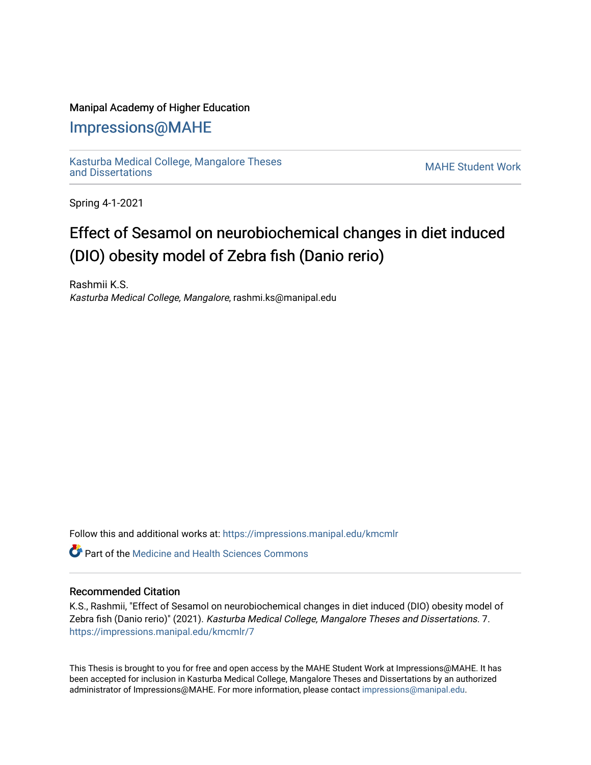Manipal Academy of Higher Education

# Impressions@MAHE

Kasturba Medical College, Mangalore Theses and Dissertations

MAHE Student Work

Spring 4-1-2021

# Effect of Sesamol on neurobiochemical changes in diet induced (DIO) obesity model of Zebra fish (Danio rerio)

Rashmii K.S.
*Kasturba Medical College, Mangalore*, rashmi.ks@manipal.edu

Follow this and additional works at: https://impressions.manipal.edu/kmcmlr

Part of the Medicine and Health Sciences Commons

## Recommended Citation

K.S., Rashmii, "Effect of Sesamol on neurobiochemical changes in diet induced (DIO) obesity model of Zebra fish (Danio rerio)" (2021). *Kasturba Medical College, Mangalore Theses and Dissertations*. 7.
https://impressions.manipal.edu/kmcmlr/7

This Thesis is brought to you for free and open access by the MAHE Student Work at Impressions@MAHE. It has been accepted for inclusion in Kasturba Medical College, Mangalore Theses and Dissertations by an authorized administrator of Impressions@MAHE. For more information, please contact impressions@manipal.edu.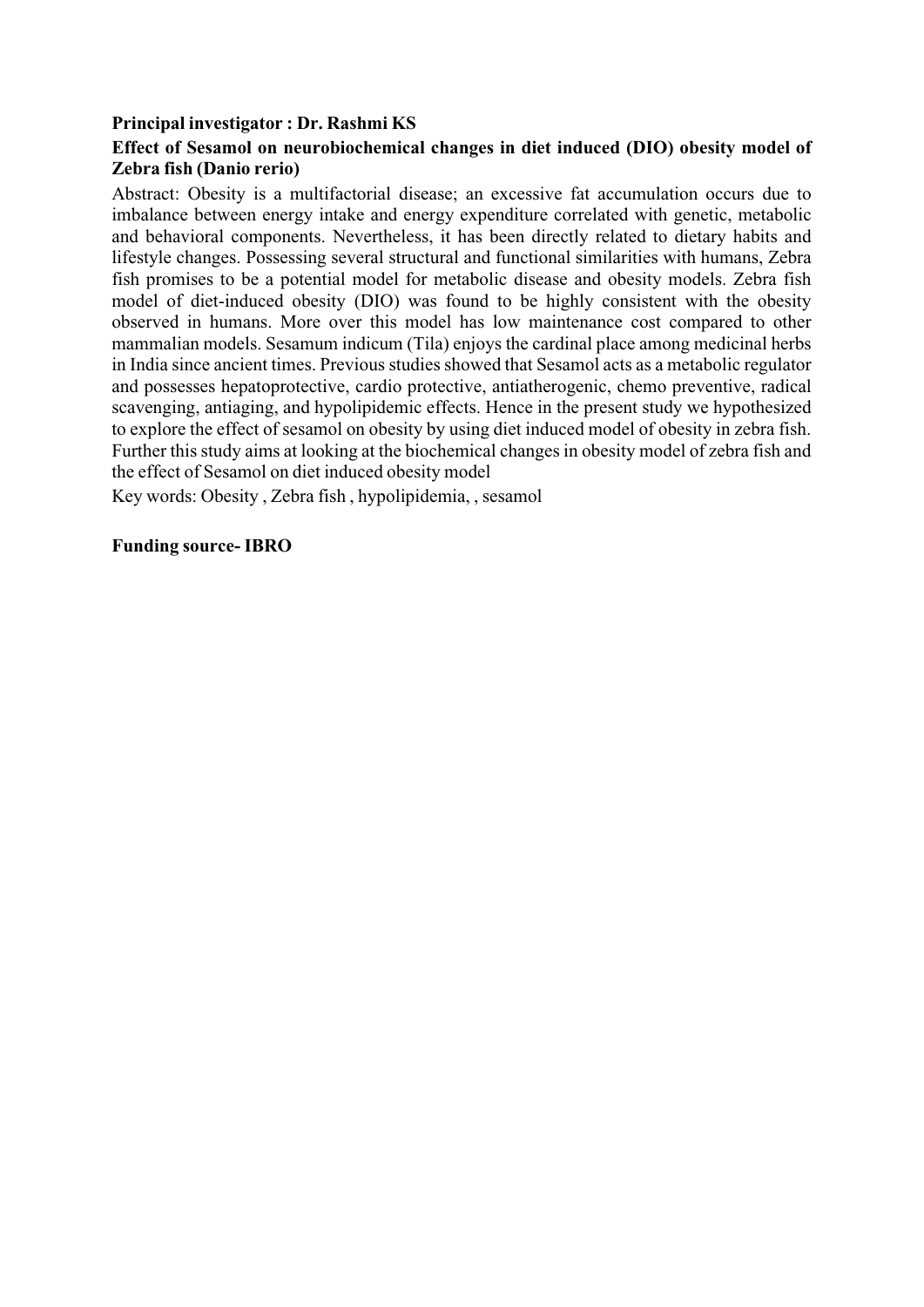**Principal investigator : Dr. Rashmi KS**

**Effect of Sesamol on neurobiochemical changes in diet induced (DIO) obesity model of Zebra fish (Danio rerio)**

Abstract: Obesity is a multifactorial disease; an excessive fat accumulation occurs due to imbalance between energy intake and energy expenditure correlated with genetic, metabolic and behavioral components. Nevertheless, it has been directly related to dietary habits and lifestyle changes. Possessing several structural and functional similarities with humans, Zebra fish promises to be a potential model for metabolic disease and obesity models. Zebra fish model of diet-induced obesity (DIO) was found to be highly consistent with the obesity observed in humans. More over this model has low maintenance cost compared to other mammalian models. Sesamum indicum (Tila) enjoys the cardinal place among medicinal herbs in India since ancient times. Previous studies showed that Sesamol acts as a metabolic regulator and possesses hepatoprotective, cardio protective, antiatherogenic, chemo preventive, radical scavenging, antiaging, and hypolipidemic effects. Hence in the present study we hypothesized to explore the effect of sesamol on obesity by using diet induced model of obesity in zebra fish. Further this study aims at looking at the biochemical changes in obesity model of zebra fish and the effect of Sesamol on diet induced obesity model

Key words: Obesity , Zebra fish , hypolipidemia, , sesamol

**Funding source- IBRO**